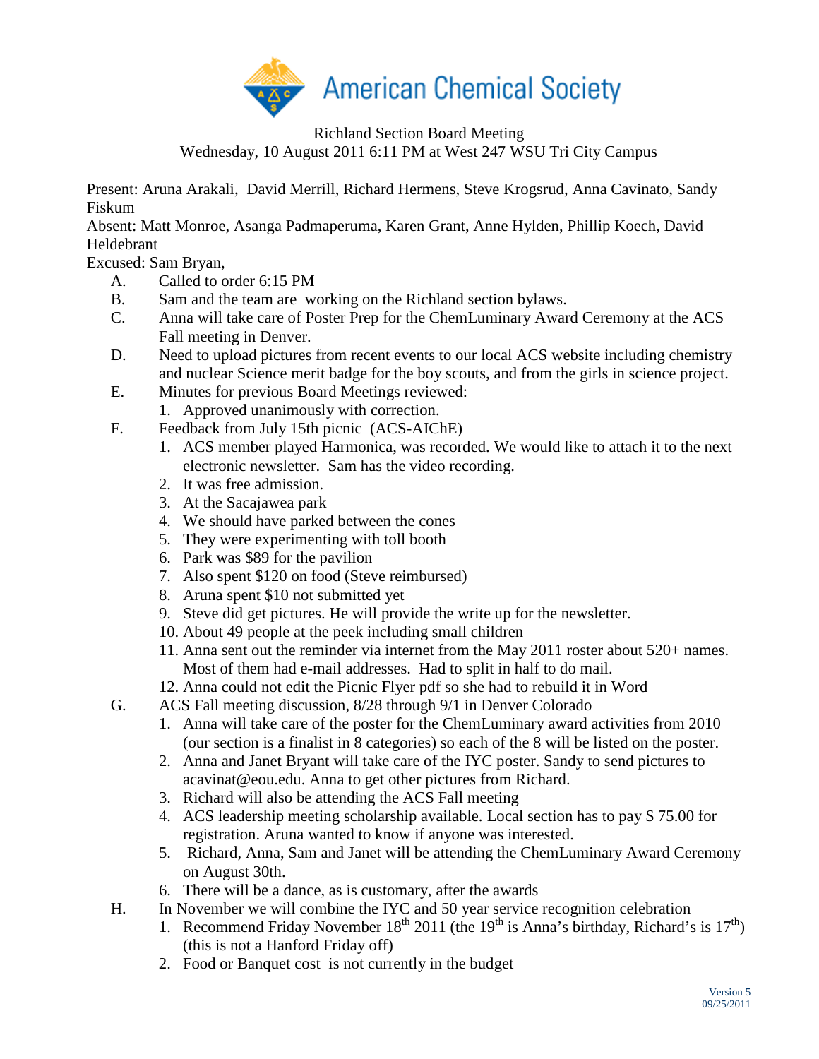American Chemical Society

Richland Section Board Meeting
Wednesday, 10 August 2011 6:11 PM at West 247 WSU Tri City Campus

Present: Aruna Arakali, David Merrill, Richard Hermens, Steve Krogsrud, Anna Cavinato, Sandy Fiskum
Absent: Matt Monroe, Asanga Padmaperuma, Karen Grant, Anne Hylden, Phillip Koech, David Heldebrant
Excused: Sam Bryan,

A. Called to order 6:15 PM
B. Sam and the team are working on the Richland section bylaws.
C. Anna will take care of Poster Prep for the ChemLuminary Award Ceremony at the ACS Fall meeting in Denver.
D. Need to upload pictures from recent events to our local ACS website including chemistry and nuclear Science merit badge for the boy scouts, and from the girls in science project.
E. Minutes for previous Board Meetings reviewed:
   1. Approved unanimously with correction.
F. Feedback from July 15th picnic (ACS-AIChE)
   1. ACS member played Harmonica, was recorded. We would like to attach it to the next electronic newsletter. Sam has the video recording.
   2. It was free admission.
   3. At the Sacajawea park
   4. We should have parked between the cones
   5. They were experimenting with toll booth
   6. Park was $89 for the pavilion
   7. Also spent $120 on food (Steve reimbursed)
   8. Aruna spent $10 not submitted yet
   9. Steve did get pictures. He will provide the write up for the newsletter.
   10. About 49 people at the peek including small children
   11. Anna sent out the reminder via internet from the May 2011 roster about 520+ names. Most of them had e-mail addresses. Had to split in half to do mail.
   12. Anna could not edit the Picnic Flyer pdf so she had to rebuild it in Word
G. ACS Fall meeting discussion, 8/28 through 9/1 in Denver Colorado
   1. Anna will take care of the poster for the ChemLuminary award activities from 2010 (our section is a finalist in 8 categories) so each of the 8 will be listed on the poster.
   2. Anna and Janet Bryant will take care of the IYC poster. Sandy to send pictures to acavinat@eou.edu. Anna to get other pictures from Richard.
   3. Richard will also be attending the ACS Fall meeting
   4. ACS leadership meeting scholarship available. Local section has to pay $ 75.00 for registration. Aruna wanted to know if anyone was interested.
   5. Richard, Anna, Sam and Janet will be attending the ChemLuminary Award Ceremony on August 30th.
   6. There will be a dance, as is customary, after the awards
H. In November we will combine the IYC and 50 year service recognition celebration
   1. Recommend Friday November 18th 2011 (the 19th is Anna's birthday, Richard's is 17th) (this is not a Hanford Friday off)
   2. Food or Banquet cost is not currently in the budget

Version 5
09/25/2011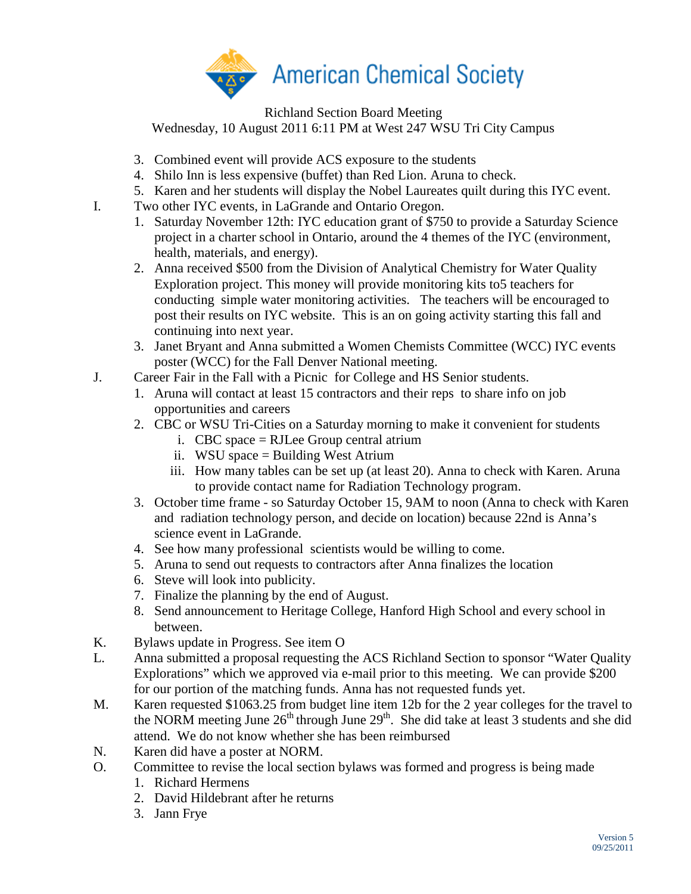American Chemical Society

Richland Section Board Meeting
Wednesday, 10 August 2011 6:11 PM at West 247 WSU Tri City Campus

3. Combined event will provide ACS exposure to the students
4. Shilo Inn is less expensive (buffet) than Red Lion. Aruna to check.
5. Karen and her students will display the Nobel Laureates quilt during this IYC event.

I. Two other IYC events, in LaGrande and Ontario Oregon.
   1. Saturday November 12th: IYC education grant of $750 to provide a Saturday Science project in a charter school in Ontario, around the 4 themes of the IYC (environment, health, materials, and energy).
   2. Anna received $500 from the Division of Analytical Chemistry for Water Quality Exploration project. This money will provide monitoring kits to5 teachers for conducting simple water monitoring activities. The teachers will be encouraged to post their results on IYC website. This is an on going activity starting this fall and continuing into next year.
   3. Janet Bryant and Anna submitted a Women Chemists Committee (WCC) IYC events poster (WCC) for the Fall Denver National meeting.

J. Career Fair in the Fall with a Picnic for College and HS Senior students.
   1. Aruna will contact at least 15 contractors and their reps to share info on job opportunities and careers
   2. CBC or WSU Tri-Cities on a Saturday morning to make it convenient for students
      i. CBC space = RJLee Group central atrium
      ii. WSU space = Building West Atrium
      iii. How many tables can be set up (at least 20). Anna to check with Karen. Aruna to provide contact name for Radiation Technology program.
   3. October time frame - so Saturday October 15, 9AM to noon (Anna to check with Karen and radiation technology person, and decide on location) because 22nd is Anna's science event in LaGrande.
   4. See how many professional scientists would be willing to come.
   5. Aruna to send out requests to contractors after Anna finalizes the location
   6. Steve will look into publicity.
   7. Finalize the planning by the end of August.
   8. Send announcement to Heritage College, Hanford High School and every school in between.

K. Bylaws update in Progress. See item O

L. Anna submitted a proposal requesting the ACS Richland Section to sponsor "Water Quality Explorations" which we approved via e-mail prior to this meeting. We can provide $200 for our portion of the matching funds. Anna has not requested funds yet.

M. Karen requested $1063.25 from budget line item 12b for the 2 year colleges for the travel to the NORM meeting June 26th through June 29th. She did take at least 3 students and she did attend. We do not know whether she has been reimbursed

N. Karen did have a poster at NORM.

O. Committee to revise the local section bylaws was formed and progress is being made
   1. Richard Hermens
   2. David Hildebrant after he returns
   3. Jann Frye

Version 5
09/25/2011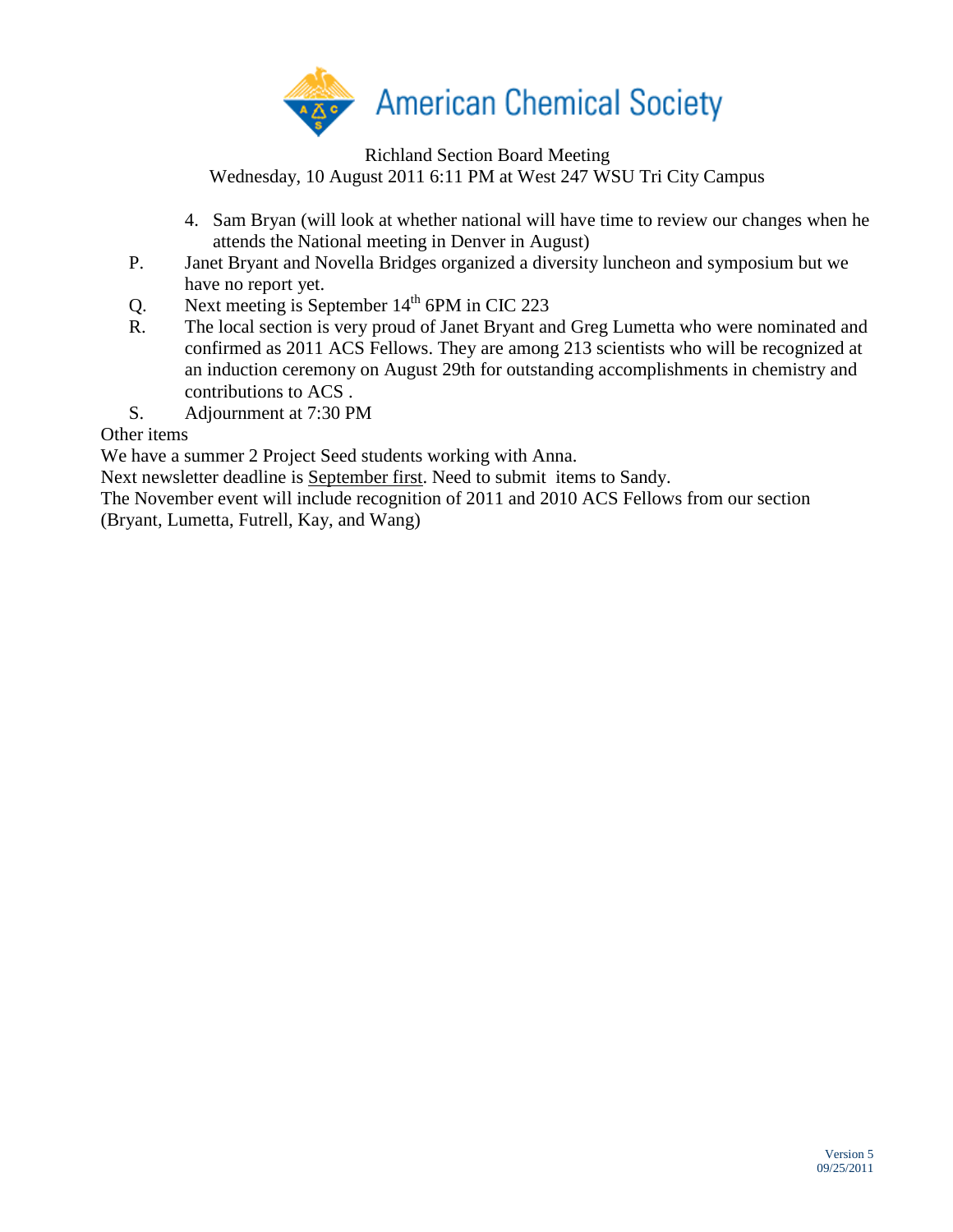American Chemical Society

Richland Section Board Meeting
Wednesday, 10 August 2011 6:11 PM at West 247 WSU Tri City Campus

4. Sam Bryan (will look at whether national will have time to review our changes when he attends the National meeting in Denver in August)

P. Janet Bryant and Novella Bridges organized a diversity luncheon and symposium but we have no report yet.

Q. Next meeting is September 14th 6PM in CIC 223

R. The local section is very proud of Janet Bryant and Greg Lumetta who were nominated and confirmed as 2011 ACS Fellows. They are among 213 scientists who will be recognized at an induction ceremony on August 29th for outstanding accomplishments in chemistry and contributions to ACS .

S. Adjournment at 7:30 PM

Other items

We have a summer 2 Project Seed students working with Anna.

Next newsletter deadline is <u>September first</u>. Need to submit items to Sandy.

The November event will include recognition of 2011 and 2010 ACS Fellows from our section (Bryant, Lumetta, Futrell, Kay, and Wang)

Version 5
09/25/2011